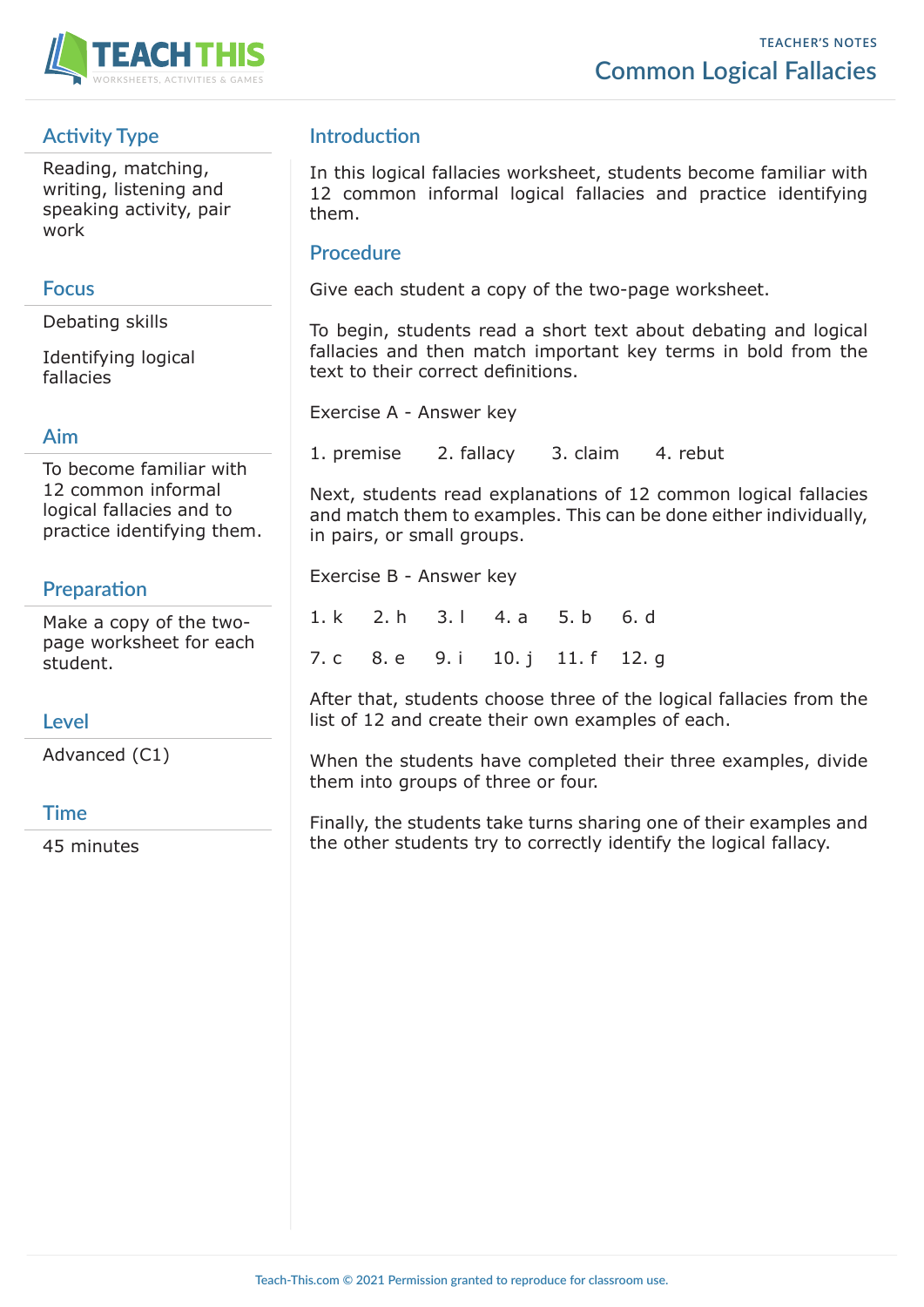TEACHER'S NOTES

# Common Logical Fallacies

## Activity Type

Reading, matching, writing, listening and speaking activity, pair work

## Focus

Debating skills

Identifying logical fallacies

## Aim

To become familiar with 12 common informal logical fallacies and to practice identifying them.

## Preparation

Make a copy of the two-page worksheet for each student.

## Level

Advanced (C1)

## Time

45 minutes

## Introduction

In this logical fallacies worksheet, students become familiar with 12 common informal logical fallacies and practice identifying them.

## Procedure

Give each student a copy of the two-page worksheet.

To begin, students read a short text about debating and logical fallacies and then match important key terms in bold from the text to their correct definitions.

Exercise A - Answer key

1. premise 2. fallacy 3. claim 4. rebut

Next, students read explanations of 12 common logical fallacies and match them to examples. This can be done either individually, in pairs, or small groups.

Exercise B - Answer key

1. k 2. h 3. l 4. a 5. b 6. d

7. c 8. e 9. i 10. j 11. f 12. g

After that, students choose three of the logical fallacies from the list of 12 and create their own examples of each.

When the students have completed their three examples, divide them into groups of three or four.

Finally, the students take turns sharing one of their examples and the other students try to correctly identify the logical fallacy.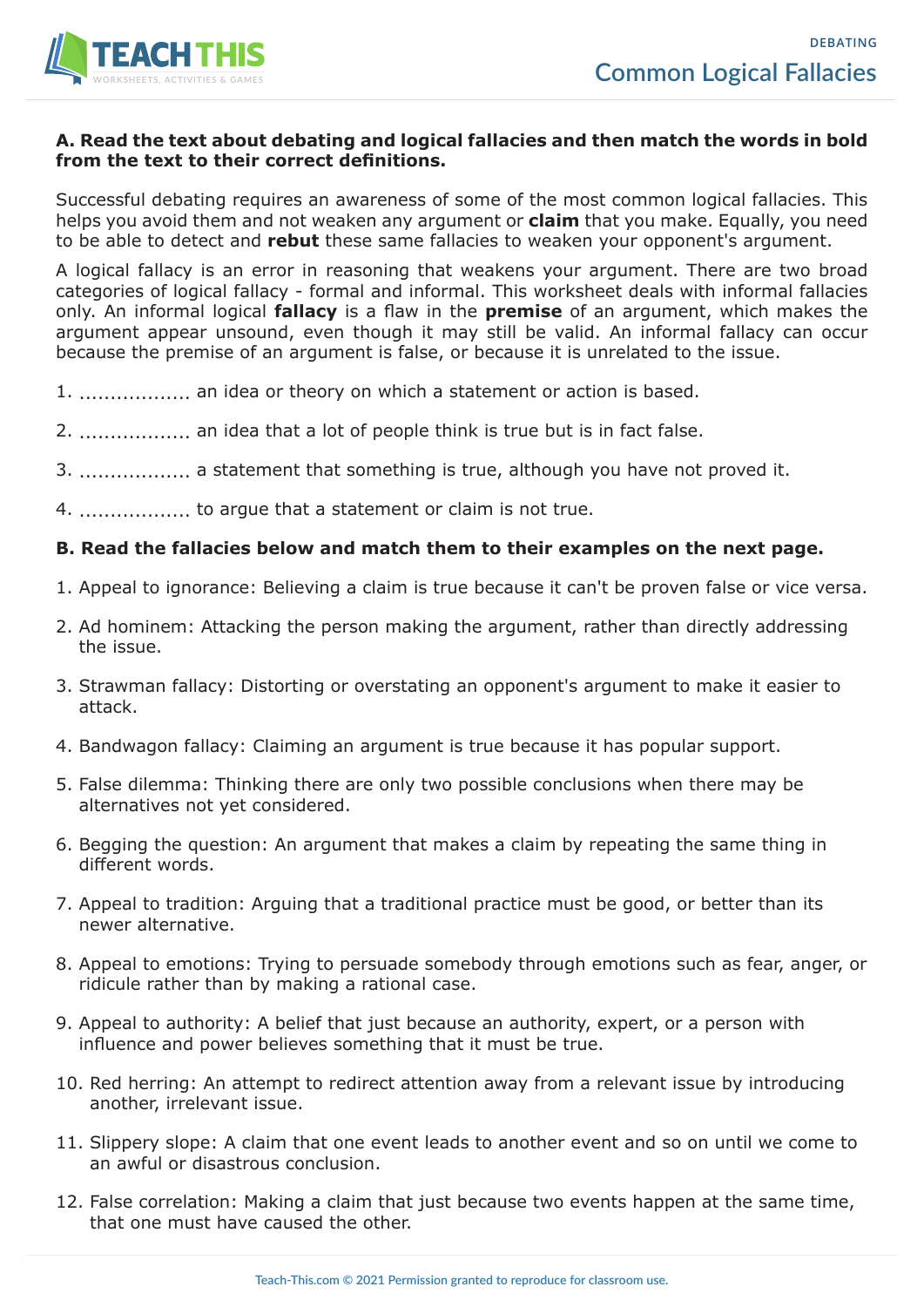# Common Logical Fallacies

**A. Read the text about debating and logical fallacies and then match the words in bold from the text to their correct definitions.**

Successful debating requires an awareness of some of the most common logical fallacies. This helps you avoid them and not weaken any argument or **claim** that you make. Equally, you need to be able to detect and **rebut** these same fallacies to weaken your opponent's argument.

A logical fallacy is an error in reasoning that weakens your argument. There are two broad categories of logical fallacy - formal and informal. This worksheet deals with informal fallacies only. An informal logical **fallacy** is a flaw in the **premise** of an argument, which makes the argument appear unsound, even though it may still be valid. An informal fallacy can occur because the premise of an argument is false, or because it is unrelated to the issue.

1. .................. an idea or theory on which a statement or action is based.
2. .................. an idea that a lot of people think is true but is in fact false.
3. .................. a statement that something is true, although you have not proved it.
4. .................. to argue that a statement or claim is not true.

**B. Read the fallacies below and match them to their examples on the next page.**

1. Appeal to ignorance: Believing a claim is true because it can't be proven false or vice versa.
2. Ad hominem: Attacking the person making the argument, rather than directly addressing the issue.
3. Strawman fallacy: Distorting or overstating an opponent's argument to make it easier to attack.
4. Bandwagon fallacy: Claiming an argument is true because it has popular support.
5. False dilemma: Thinking there are only two possible conclusions when there may be alternatives not yet considered.
6. Begging the question: An argument that makes a claim by repeating the same thing in different words.
7. Appeal to tradition: Arguing that a traditional practice must be good, or better than its newer alternative.
8. Appeal to emotions: Trying to persuade somebody through emotions such as fear, anger, or ridicule rather than by making a rational case.
9. Appeal to authority: A belief that just because an authority, expert, or a person with influence and power believes something that it must be true.
10. Red herring: An attempt to redirect attention away from a relevant issue by introducing another, irrelevant issue.
11. Slippery slope: A claim that one event leads to another event and so on until we come to an awful or disastrous conclusion.
12. False correlation: Making a claim that just because two events happen at the same time, that one must have caused the other.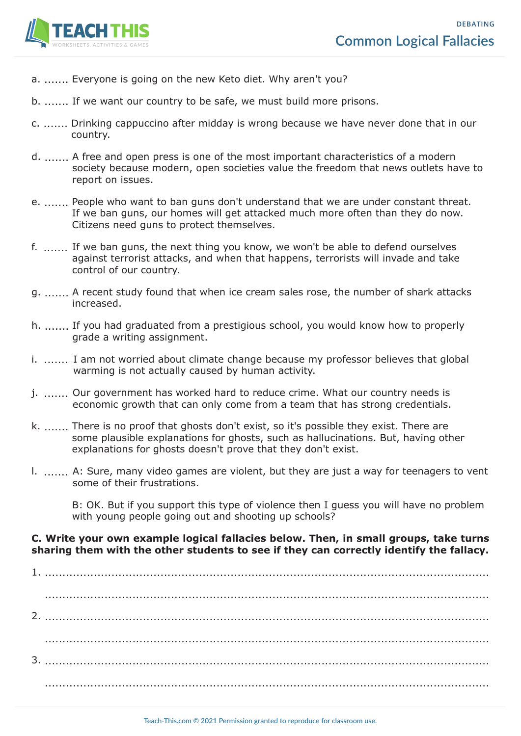a. ....... Everyone is going on the new Keto diet. Why aren't you?

b. ....... If we want our country to be safe, we must build more prisons.

c. ....... Drinking cappuccino after midday is wrong because we have never done that in our country.

d. ....... A free and open press is one of the most important characteristics of a modern society because modern, open societies value the freedom that news outlets have to report on issues.

e. ....... People who want to ban guns don't understand that we are under constant threat. If we ban guns, our homes will get attacked much more often than they do now. Citizens need guns to protect themselves.

f. ....... If we ban guns, the next thing you know, we won't be able to defend ourselves against terrorist attacks, and when that happens, terrorists will invade and take control of our country.

g. ....... A recent study found that when ice cream sales rose, the number of shark attacks increased.

h. ....... If you had graduated from a prestigious school, you would know how to properly grade a writing assignment.

i. ....... I am not worried about climate change because my professor believes that global warming is not actually caused by human activity.

j. ....... Our government has worked hard to reduce crime. What our country needs is economic growth that can only come from a team that has strong credentials.

k. ....... There is no proof that ghosts don't exist, so it's possible they exist. There are some plausible explanations for ghosts, such as hallucinations. But, having other explanations for ghosts doesn't prove that they don't exist.

l. ....... A: Sure, many video games are violent, but they are just a way for teenagers to vent some of their frustrations.

B: OK. But if you support this type of violence then I guess you will have no problem with young people going out and shooting up schools?

**C. Write your own example logical fallacies below. Then, in small groups, take turns sharing them with the other students to see if they can correctly identify the fallacy.**

1. ..........................................................................................................

..........................................................................................................

2. ..........................................................................................................

..........................................................................................................

3. ..........................................................................................................

..........................................................................................................